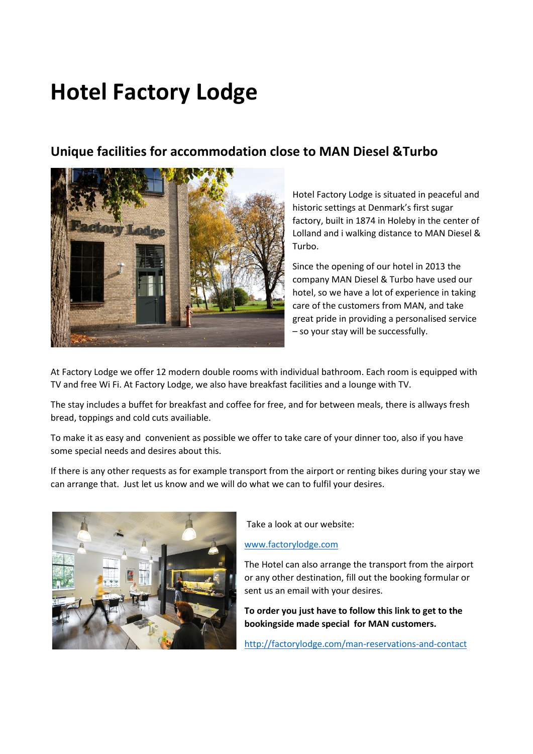# Hotel Factory Lodge

## Unique facilities for accommodation close to MAN Diesel &Turbo

Hotel Factory Lodge is situated in peaceful and historic settings at Denmark's first sugar factory, built in 1874 in Holeby in the center of Lolland and i walking distance to MAN Diesel & Turbo.

Since the opening of our hotel in 2013 the company MAN Diesel & Turbo have used our hotel, so we have a lot of experience in taking care of the customers from MAN, and take great pride in providing a personalised service – so your stay will be successfully.

At Factory Lodge we offer 12 modern double rooms with individual bathroom. Each room is equipped with TV and free Wi Fi. At Factory Lodge, we also have breakfast facilities and a lounge with TV.

The stay includes a buffet for breakfast and coffee for free, and for between meals, there is allways fresh bread, toppings and cold cuts availiable.

To make it as easy and convenient as possible we offer to take care of your dinner too, also if you have some special needs and desires about this.

If there is any other requests as for example transport from the airport or renting bikes during your stay we can arrange that. Just let us know and we will do what we can to fulfil your desires.

Take a look at our website:

www.factorylodge.com

The Hotel can also arrange the transport from the airport or any other destination, fill out the booking formular or sent us an email with your desires.

**To order you just have to follow this link to get to the bookingside made special for MAN customers.**

http://factorylodge.com/man-reservations-and-contact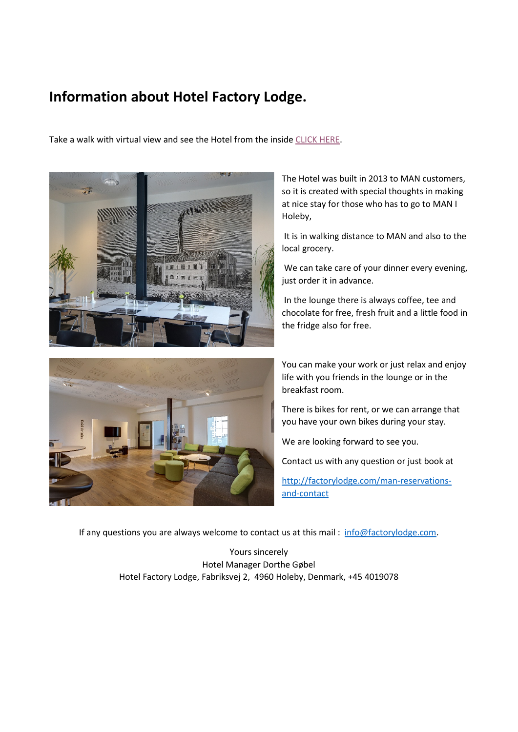# Information about Hotel Factory Lodge.

Take a walk with virtual view and see the Hotel from the inside CLICK HERE.

The Hotel was built in 2013 to MAN customers, so it is created with special thoughts in making at nice stay for those who has to go to MAN I Holeby,

It is in walking distance to MAN and also to the local grocery.

We can take care of your dinner every evening, just order it in advance.

In the lounge there is always coffee, tee and chocolate for free, fresh fruit and a little food in the fridge also for free.

You can make your work or just relax and enjoy life with you friends in the lounge or in the breakfast room.

There is bikes for rent, or we can arrange that you have your own bikes during your stay.

We are looking forward to see you.

Contact us with any question or just book at

http://factorylodge.com/man-reservations-and-contact

If any questions you are always welcome to contact us at this mail : info@factorylodge.com.

Yours sincerely
Hotel Manager Dorthe Gøbel
Hotel Factory Lodge, Fabriksvej 2, 4960 Holeby, Denmark, +45 4019078